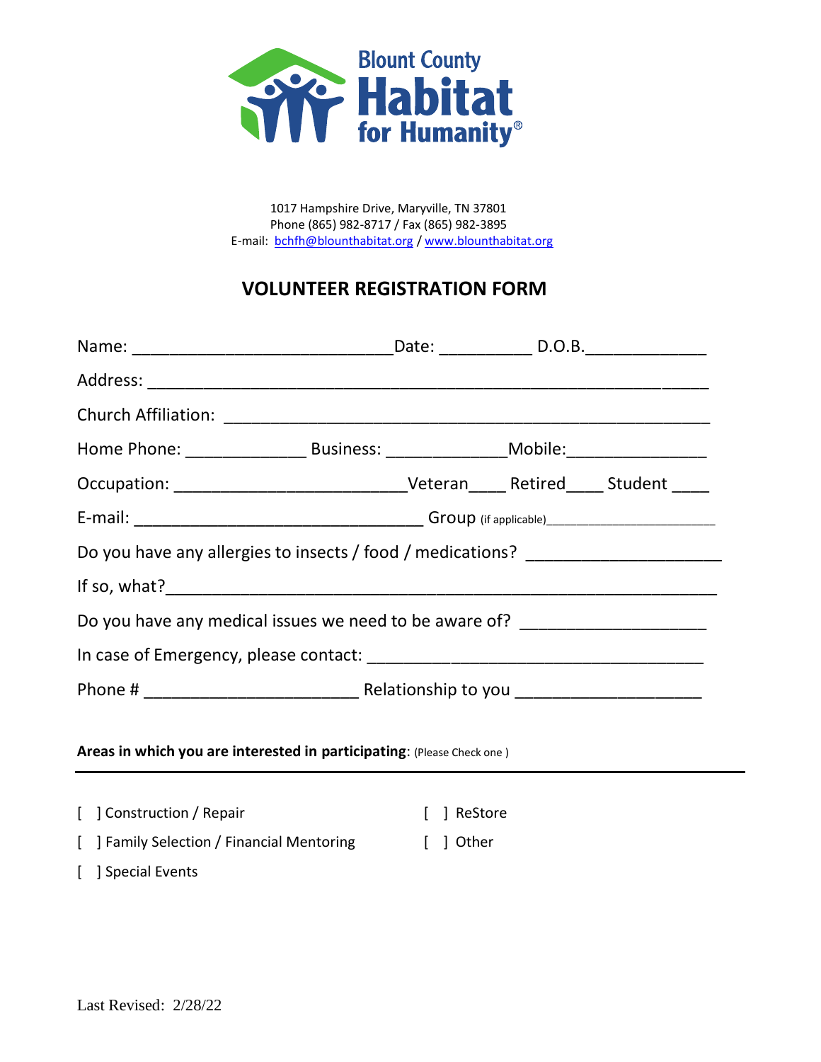Blount County
**Habitat for Humanity®**

1017 Hampshire Drive, Maryville, TN 37801
Phone (865) 982-8717 / Fax (865) 982-3895
E-mail: bchfh@blounthabitat.org / www.blounthabitat.org

# VOLUNTEER REGISTRATION FORM

Name: ____________________________Date: __________ D.O.B._____________

Address: ____________________________________________________________

Church Affiliation: ____________________________________________________

Home Phone: _____________ Business: _____________Mobile:_______________

Occupation: _________________________Veteran____ Retired____ Student ____

E-mail: _______________________________ Group (if applicable)_______________________

Do you have any allergies to insects / food / medications? ____________________

If so, what?____________________________________________________________

Do you have any medical issues we need to be aware of? ___________________

In case of Emergency, please contact: ___________________________________

Phone # _______________________ Relationship to you ____________________

**Areas in which you are interested in participating**: (Please Check one )

---

[ ] Construction / Repair

[ ] Family Selection / Financial Mentoring

[ ] Special Events

[ ] ReStore

[ ] Other

Last Revised: 2/28/22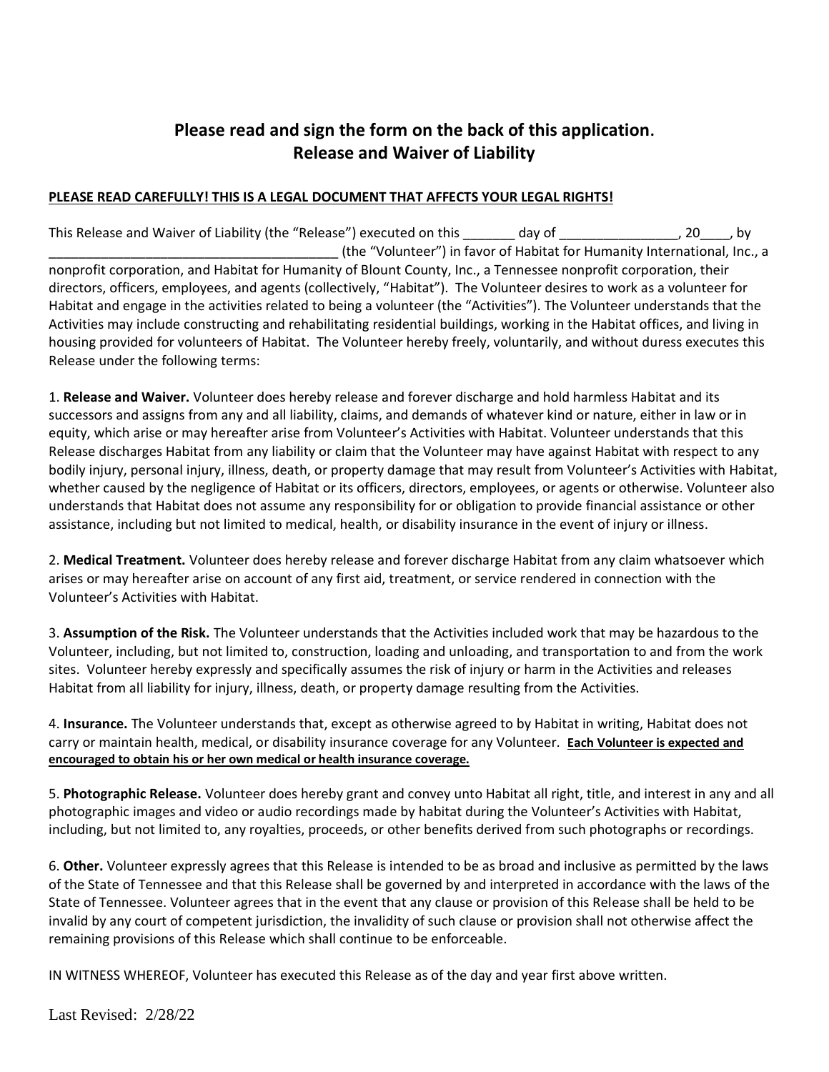## Please read and sign the form on the back of this application.
## Release and Waiver of Liability

**PLEASE READ CAREFULLY! THIS IS A LEGAL DOCUMENT THAT AFFECTS YOUR LEGAL RIGHTS!**

This Release and Waiver of Liability (the "Release") executed on this _______ day of ________________, 20____, by _______________________________________ (the "Volunteer") in favor of Habitat for Humanity International, Inc., a nonprofit corporation, and Habitat for Humanity of Blount County, Inc., a Tennessee nonprofit corporation, their directors, officers, employees, and agents (collectively, "Habitat"). The Volunteer desires to work as a volunteer for Habitat and engage in the activities related to being a volunteer (the "Activities"). The Volunteer understands that the Activities may include constructing and rehabilitating residential buildings, working in the Habitat offices, and living in housing provided for volunteers of Habitat. The Volunteer hereby freely, voluntarily, and without duress executes this Release under the following terms:

1. **Release and Waiver.** Volunteer does hereby release and forever discharge and hold harmless Habitat and its successors and assigns from any and all liability, claims, and demands of whatever kind or nature, either in law or in equity, which arise or may hereafter arise from Volunteer's Activities with Habitat. Volunteer understands that this Release discharges Habitat from any liability or claim that the Volunteer may have against Habitat with respect to any bodily injury, personal injury, illness, death, or property damage that may result from Volunteer's Activities with Habitat, whether caused by the negligence of Habitat or its officers, directors, employees, or agents or otherwise. Volunteer also understands that Habitat does not assume any responsibility for or obligation to provide financial assistance or other assistance, including but not limited to medical, health, or disability insurance in the event of injury or illness.

2. **Medical Treatment.** Volunteer does hereby release and forever discharge Habitat from any claim whatsoever which arises or may hereafter arise on account of any first aid, treatment, or service rendered in connection with the Volunteer's Activities with Habitat.

3. **Assumption of the Risk.** The Volunteer understands that the Activities included work that may be hazardous to the Volunteer, including, but not limited to, construction, loading and unloading, and transportation to and from the work sites. Volunteer hereby expressly and specifically assumes the risk of injury or harm in the Activities and releases Habitat from all liability for injury, illness, death, or property damage resulting from the Activities.

4. **Insurance.** The Volunteer understands that, except as otherwise agreed to by Habitat in writing, Habitat does not carry or maintain health, medical, or disability insurance coverage for any Volunteer. **Each Volunteer is expected and encouraged to obtain his or her own medical or health insurance coverage.**

5. **Photographic Release.** Volunteer does hereby grant and convey unto Habitat all right, title, and interest in any and all photographic images and video or audio recordings made by habitat during the Volunteer's Activities with Habitat, including, but not limited to, any royalties, proceeds, or other benefits derived from such photographs or recordings.

6. **Other.** Volunteer expressly agrees that this Release is intended to be as broad and inclusive as permitted by the laws of the State of Tennessee and that this Release shall be governed by and interpreted in accordance with the laws of the State of Tennessee. Volunteer agrees that in the event that any clause or provision of this Release shall be held to be invalid by any court of competent jurisdiction, the invalidity of such clause or provision shall not otherwise affect the remaining provisions of this Release which shall continue to be enforceable.

IN WITNESS WHEREOF, Volunteer has executed this Release as of the day and year first above written.

Last Revised: 2/28/22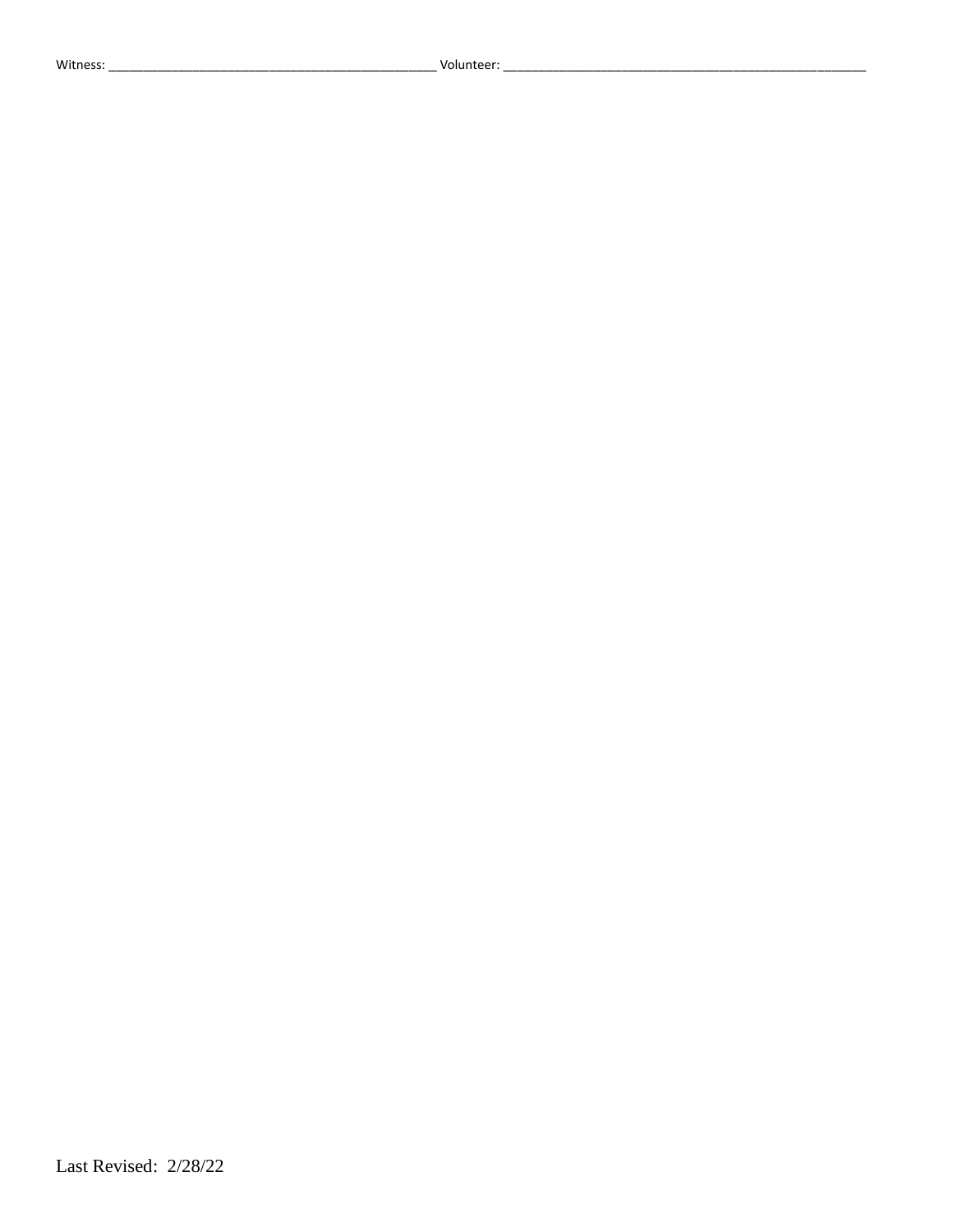Witness: _______________________________________________ Volunteer: _____________________________________________________

Last Revised: 2/28/22